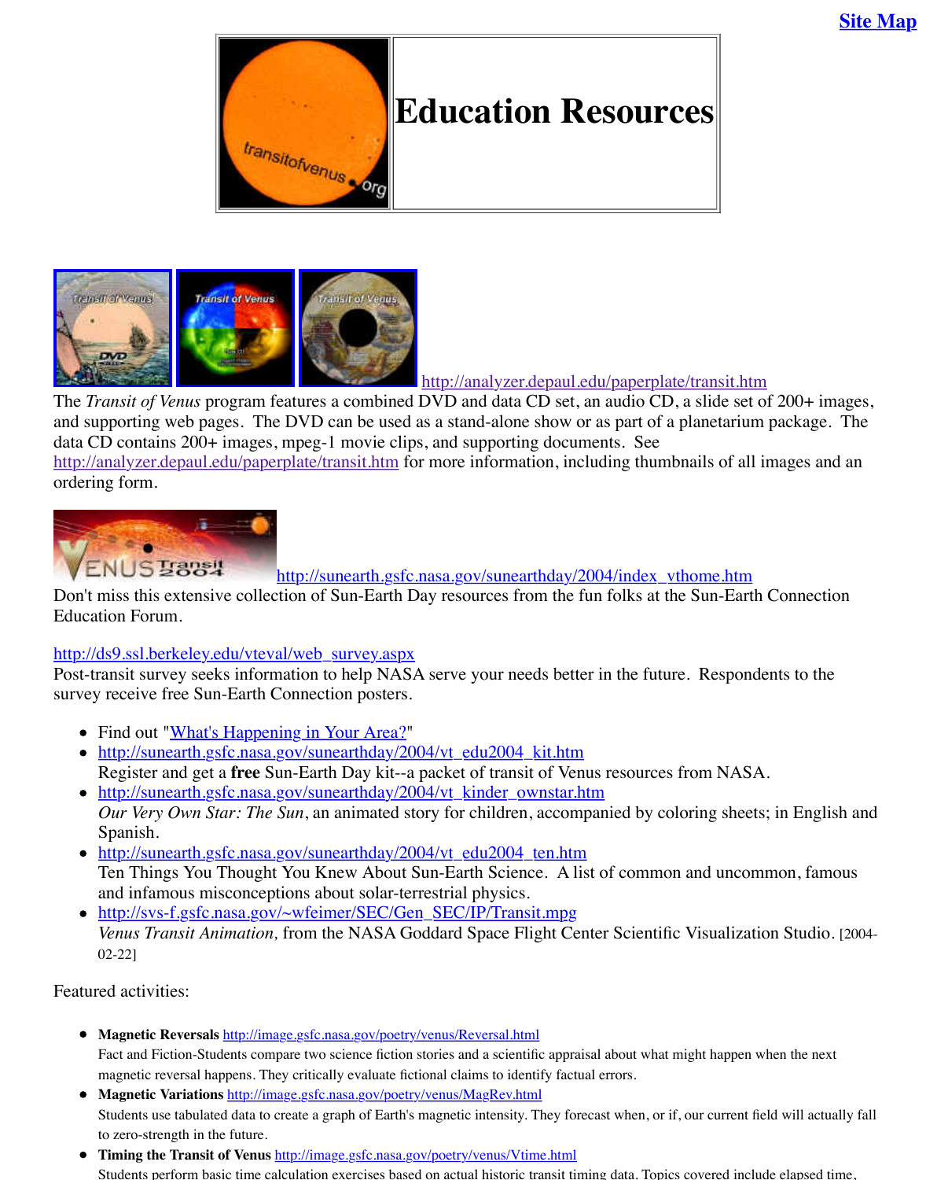Site Map

# Education Resources

http://analyzer.depaul.edu/paperplate/transit.htm

The *Transit of Venus* program features a combined DVD and data CD set, an audio CD, a slide set of 200+ images, and supporting web pages. The DVD can be used as a stand-alone show or as part of a planetarium package. The data CD contains 200+ images, mpeg-1 movie clips, and supporting documents. See http://analyzer.depaul.edu/paperplate/transit.htm for more information, including thumbnails of all images and an ordering form.

http://sunearth.gsfc.nasa.gov/sunearthday/2004/index_vthome.htm

Don't miss this extensive collection of Sun-Earth Day resources from the fun folks at the Sun-Earth Connection Education Forum.

http://ds9.ssl.berkeley.edu/vteval/web_survey.aspx

Post-transit survey seeks information to help NASA serve your needs better in the future. Respondents to the survey receive free Sun-Earth Connection posters.

- Find out "What's Happening in Your Area?"
- http://sunearth.gsfc.nasa.gov/sunearthday/2004/vt_edu2004_kit.htm
  Register and get a **free** Sun-Earth Day kit--a packet of transit of Venus resources from NASA.
- http://sunearth.gsfc.nasa.gov/sunearthday/2004/vt_kinder_ownstar.htm
  *Our Very Own Star: The Sun*, an animated story for children, accompanied by coloring sheets; in English and Spanish.
- http://sunearth.gsfc.nasa.gov/sunearthday/2004/vt_edu2004_ten.htm
  Ten Things You Thought You Knew About Sun-Earth Science. A list of common and uncommon, famous and infamous misconceptions about solar-terrestrial physics.
- http://svs-f.gsfc.nasa.gov/~wfeimer/SEC/Gen_SEC/IP/Transit.mpg
  *Venus Transit Animation,* from the NASA Goddard Space Flight Center Scientific Visualization Studio. [2004-02-22]

Featured activities:

- **Magnetic Reversals** http://image.gsfc.nasa.gov/poetry/venus/Reversal.html
  Fact and Fiction-Students compare two science fiction stories and a scientific appraisal about what might happen when the next magnetic reversal happens. They critically evaluate fictional claims to identify factual errors.
- **Magnetic Variations** http://image.gsfc.nasa.gov/poetry/venus/MagRev.html
  Students use tabulated data to create a graph of Earth's magnetic intensity. They forecast when, or if, our current field will actually fall to zero-strength in the future.
- **Timing the Transit of Venus** http://image.gsfc.nasa.gov/poetry/venus/Vtime.html
  Students perform basic time calculation exercises based on actual historic transit timing data. Topics covered include elapsed time,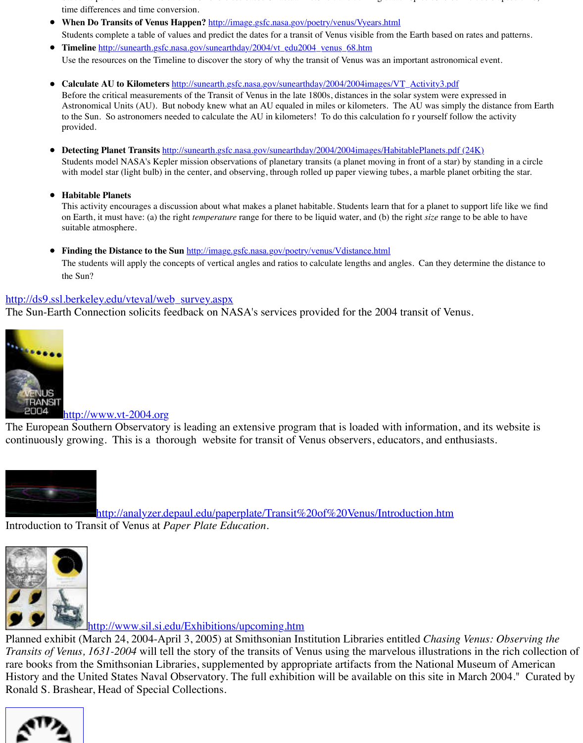time differences and time conversion.

- **When Do Transits of Venus Happen?** http://image.gsfc.nasa.gov/poetry/venus/Vyears.html
  Students complete a table of values and predict the dates for a transit of Venus visible from the Earth based on rates and patterns.
- **Timeline** http://sunearth.gsfc.nasa.gov/sunearthday/2004/vt_edu2004_venus_68.htm
  Use the resources on the Timeline to discover the story of why the transit of Venus was an important astronomical event.

- **Calculate AU to Kilometers** http://sunearth.gsfc.nasa.gov/sunearthday/2004/2004images/VT_Activity3.pdf
  Before the critical measurements of the Transit of Venus in the late 1800s, distances in the solar system were expressed in Astronomical Units (AU). But nobody knew what an AU equaled in miles or kilometers. The AU was simply the distance from Earth to the Sun. So astronomers needed to calculate the AU in kilometers! To do this calculation fo r yourself follow the activity provided.

- **Detecting Planet Transits** http://sunearth.gsfc.nasa.gov/sunearthday/2004/2004images/HabitablePlanets.pdf (24K)
  Students model NASA's Kepler mission observations of planetary transits (a planet moving in front of a star) by standing in a circle with model star (light bulb) in the center, and observing, through rolled up paper viewing tubes, a marble planet orbiting the star.

- **Habitable Planets**
  This activity encourages a discussion about what makes a planet habitable. Students learn that for a planet to support life like we find on Earth, it must have: (a) the right *temperature* range for there to be liquid water, and (b) the right *size* range to be able to have suitable atmosphere.

- **Finding the Distance to the Sun** http://image.gsfc.nasa.gov/poetry/venus/Vdistance.html
  The students will apply the concepts of vertical angles and ratios to calculate lengths and angles. Can they determine the distance to the Sun?

http://ds9.ssl.berkeley.edu/vteval/web_survey.aspx
The Sun-Earth Connection solicits feedback on NASA's services provided for the 2004 transit of Venus.

http://www.vt-2004.org
The European Southern Observatory is leading an extensive program that is loaded with information, and its website is continuously growing. This is a thorough website for transit of Venus observers, educators, and enthusiasts.

http://analyzer.depaul.edu/paperplate/Transit%20of%20Venus/Introduction.htm
Introduction to Transit of Venus at *Paper Plate Education*.

http://www.sil.si.edu/Exhibitions/upcoming.htm
Planned exhibit (March 24, 2004-April 3, 2005) at Smithsonian Institution Libraries entitled *Chasing Venus: Observing the Transits of Venus, 1631-2004* will tell the story of the transits of Venus using the marvelous illustrations in the rich collection of rare books from the Smithsonian Libraries, supplemented by appropriate artifacts from the National Museum of American History and the United States Naval Observatory. The full exhibition will be available on this site in March 2004." Curated by Ronald S. Brashear, Head of Special Collections.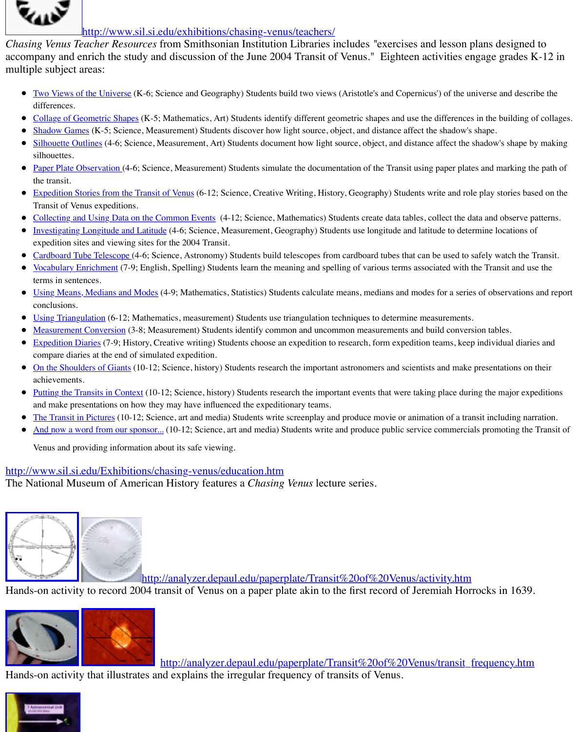http://www.sil.si.edu/exhibitions/chasing-venus/teachers/

*Chasing Venus Teacher Resources* from Smithsonian Institution Libraries includes "exercises and lesson plans designed to accompany and enrich the study and discussion of the June 2004 Transit of Venus." Eighteen activities engage grades K-12 in multiple subject areas:

- Two Views of the Universe (K-6; Science and Geography) Students build two views (Aristotle's and Copernicus') of the universe and describe the differences.
- Collage of Geometric Shapes (K-5; Mathematics, Art) Students identify different geometric shapes and use the differences in the building of collages.
- Shadow Games (K-5; Science, Measurement) Students discover how light source, object, and distance affect the shadow's shape.
- Silhouette Outlines (4-6; Science, Measurement, Art) Students document how light source, object, and distance affect the shadow's shape by making silhouettes.
- Paper Plate Observation (4-6; Science, Measurement) Students simulate the documentation of the Transit using paper plates and marking the path of the transit.
- Expedition Stories from the Transit of Venus (6-12; Science, Creative Writing, History, Geography) Students write and role play stories based on the Transit of Venus expeditions.
- Collecting and Using Data on the Common Events (4-12; Science, Mathematics) Students create data tables, collect the data and observe patterns.
- Investigating Longitude and Latitude (4-6; Science, Measurement, Geography) Students use longitude and latitude to determine locations of expedition sites and viewing sites for the 2004 Transit.
- Cardboard Tube Telescope (4-6; Science, Astronomy) Students build telescopes from cardboard tubes that can be used to safely watch the Transit.
- Vocabulary Enrichment (7-9; English, Spelling) Students learn the meaning and spelling of various terms associated with the Transit and use the terms in sentences.
- Using Means, Medians and Modes (4-9; Mathematics, Statistics) Students calculate means, medians and modes for a series of observations and report conclusions.
- Using Triangulation (6-12; Mathematics, measurement) Students use triangulation techniques to determine measurements.
- Measurement Conversion (3-8; Measurement) Students identify common and uncommon measurements and build conversion tables.
- Expedition Diaries (7-9; History, Creative writing) Students choose an expedition to research, form expedition teams, keep individual diaries and compare diaries at the end of simulated expedition.
- On the Shoulders of Giants (10-12; Science, history) Students research the important astronomers and scientists and make presentations on their achievements.
- Putting the Transits in Context (10-12; Science, history) Students research the important events that were taking place during the major expeditions and make presentations on how they may have influenced the expeditionary teams.
- The Transit in Pictures (10-12; Science, art and media) Students write screenplay and produce movie or animation of a transit including narration.
- And now a word from our sponsor... (10-12; Science, art and media) Students write and produce public service commercials promoting the Transit of Venus and providing information about its safe viewing.

http://www.sil.si.edu/Exhibitions/chasing-venus/education.htm

The National Museum of American History features a *Chasing Venus* lecture series.

http://analyzer.depaul.edu/paperplate/Transit%20of%20Venus/activity.htm

Hands-on activity to record 2004 transit of Venus on a paper plate akin to the first record of Jeremiah Horrocks in 1639.

http://analyzer.depaul.edu/paperplate/Transit%20of%20Venus/transit_frequency.htm

Hands-on activity that illustrates and explains the irregular frequency of transits of Venus.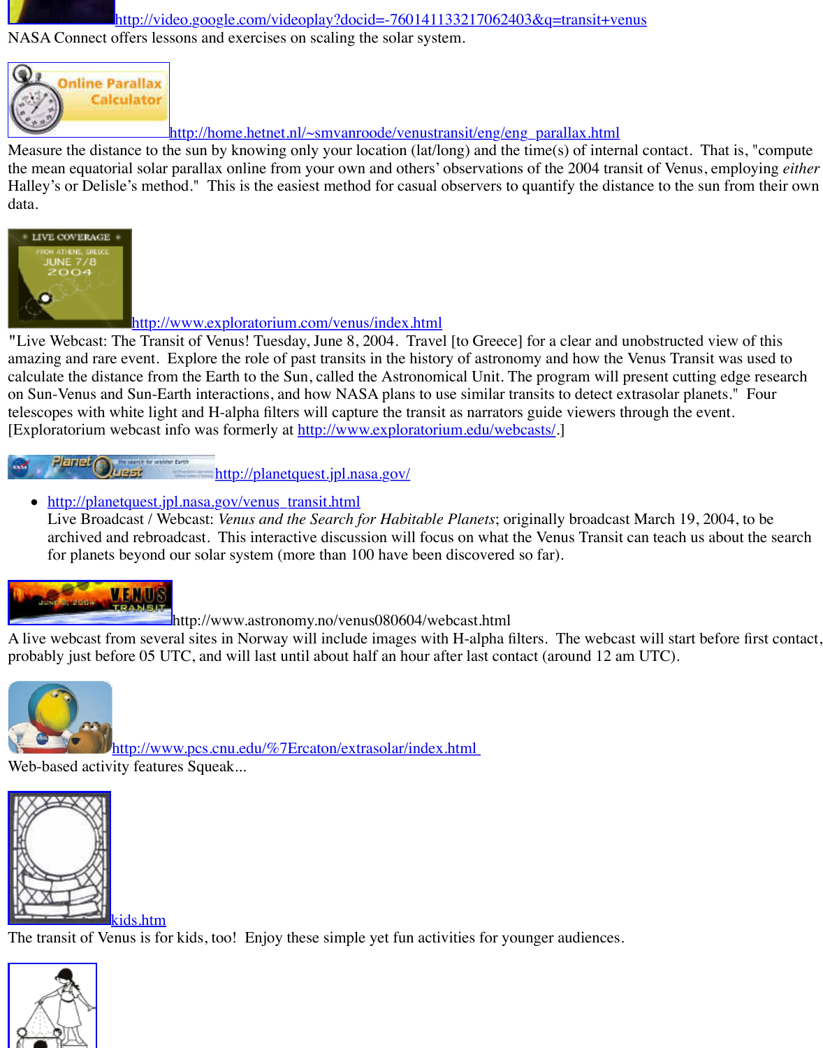http://video.google.com/videoplay?docid=-760141133217062403&q=transit+venus
NASA Connect offers lessons and exercises on scaling the solar system.

http://home.hetnet.nl/~smvanroode/venustransit/eng/eng_parallax.html
Measure the distance to the sun by knowing only your location (lat/long) and the time(s) of internal contact. That is, "compute the mean equatorial solar parallax online from your own and others' observations of the 2004 transit of Venus, employing *either* Halley's or Delisle's method." This is the easiest method for casual observers to quantify the distance to the sun from their own data.

http://www.exploratorium.com/venus/index.html
"Live Webcast: The Transit of Venus! Tuesday, June 8, 2004. Travel [to Greece] for a clear and unobstructed view of this amazing and rare event. Explore the role of past transits in the history of astronomy and how the Venus Transit was used to calculate the distance from the Earth to the Sun, called the Astronomical Unit. The program will present cutting edge research on Sun-Venus and Sun-Earth interactions, and how NASA plans to use similar transits to detect extrasolar planets." Four telescopes with white light and H-alpha filters will capture the transit as narrators guide viewers through the event. [Exploratorium webcast info was formerly at http://www.exploratorium.edu/webcasts/.]

http://planetquest.jpl.nasa.gov/

- http://planetquest.jpl.nasa.gov/venus_transit.html
  Live Broadcast / Webcast: *Venus and the Search for Habitable Planets*; originally broadcast March 19, 2004, to be archived and rebroadcast. This interactive discussion will focus on what the Venus Transit can teach us about the search for planets beyond our solar system (more than 100 have been discovered so far).

http://www.astronomy.no/venus080604/webcast.html
A live webcast from several sites in Norway will include images with H-alpha filters. The webcast will start before first contact, probably just before 05 UTC, and will last until about half an hour after last contact (around 12 am UTC).

http://www.pcs.cnu.edu/%7Ercaton/extrasolar/index.html
Web-based activity features Squeak...

kids.htm
The transit of Venus is for kids, too! Enjoy these simple yet fun activities for younger audiences.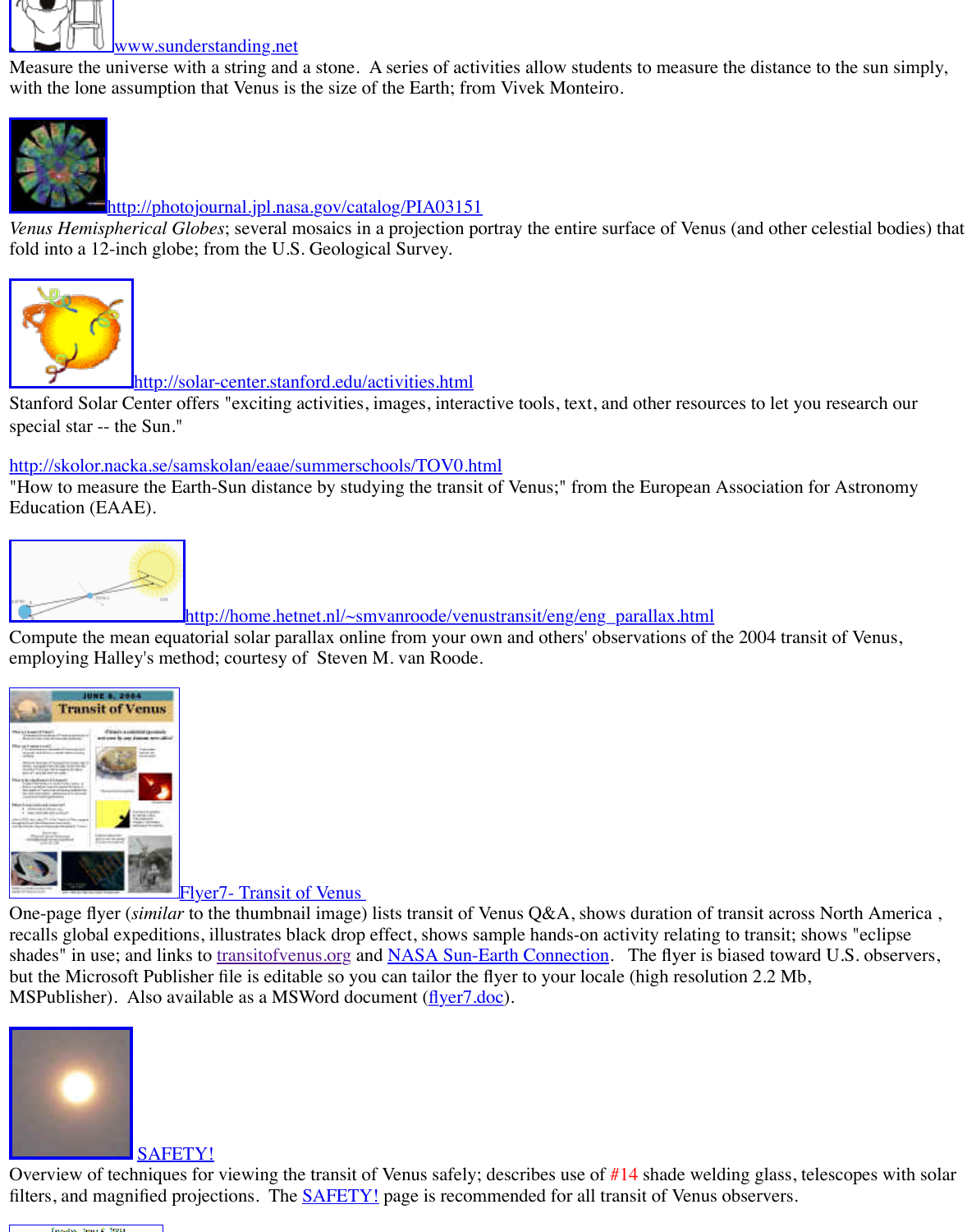www.sunderstanding.net

Measure the universe with a string and a stone. A series of activities allow students to measure the distance to the sun simply, with the lone assumption that Venus is the size of the Earth; from Vivek Monteiro.

http://photojournal.jpl.nasa.gov/catalog/PIA03151

*Venus Hemispherical Globes*; several mosaics in a projection portray the entire surface of Venus (and other celestial bodies) that fold into a 12-inch globe; from the U.S. Geological Survey.

http://solar-center.stanford.edu/activities.html

Stanford Solar Center offers "exciting activities, images, interactive tools, text, and other resources to let you research our special star -- the Sun."

http://skolor.nacka.se/samskolan/eaae/summerschools/TOV0.html

"How to measure the Earth-Sun distance by studying the transit of Venus;" from the European Association for Astronomy Education (EAAE).

http://home.hetnet.nl/~smvanroode/venustransit/eng/eng_parallax.html

Compute the mean equatorial solar parallax online from your own and others' observations of the 2004 transit of Venus, employing Halley's method; courtesy of Steven M. van Roode.

Flyer7- Transit of Venus

One-page flyer (*similar* to the thumbnail image) lists transit of Venus Q&A, shows duration of transit across North America, recalls global expeditions, illustrates black drop effect, shows sample hands-on activity relating to transit; shows "eclipse shades" in use; and links to transitofvenus.org and NASA Sun-Earth Connection. The flyer is biased toward U.S. observers, but the Microsoft Publisher file is editable so you can tailor the flyer to your locale (high resolution 2.2 Mb, MSPublisher). Also available as a MSWord document (flyer7.doc).

SAFETY!

Overview of techniques for viewing the transit of Venus safely; describes use of #14 shade welding glass, telescopes with solar filters, and magnified projections. The SAFETY! page is recommended for all transit of Venus observers.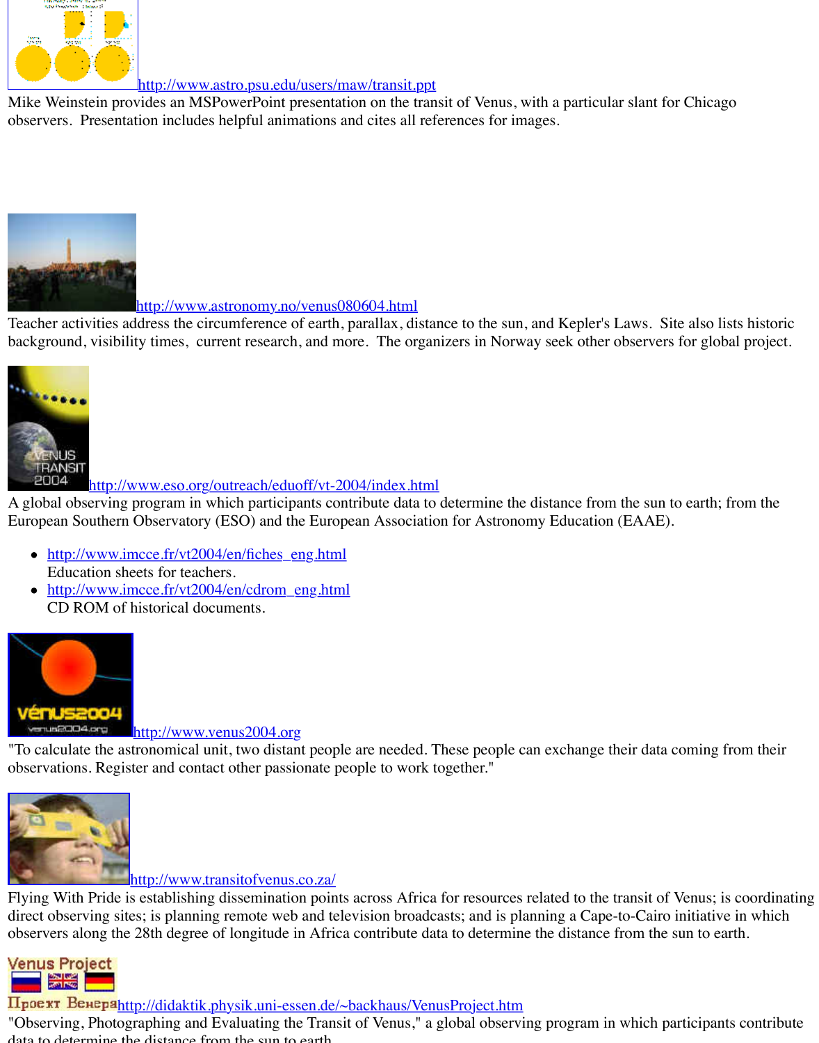http://www.astro.psu.edu/users/maw/transit.ppt
Mike Weinstein provides an MSPowerPoint presentation on the transit of Venus, with a particular slant for Chicago observers. Presentation includes helpful animations and cites all references for images.

http://www.astronomy.no/venus080604.html
Teacher activities address the circumference of earth, parallax, distance to the sun, and Kepler's Laws. Site also lists historic background, visibility times, current research, and more. The organizers in Norway seek other observers for global project.

http://www.eso.org/outreach/eduoff/vt-2004/index.html
A global observing program in which participants contribute data to determine the distance from the sun to earth; from the European Southern Observatory (ESO) and the European Association for Astronomy Education (EAAE).

- http://www.imcce.fr/vt2004/en/fiches_eng.html
  Education sheets for teachers.
- http://www.imcce.fr/vt2004/en/cdrom_eng.html
  CD ROM of historical documents.

http://www.venus2004.org
"To calculate the astronomical unit, two distant people are needed. These people can exchange their data coming from their observations. Register and contact other passionate people to work together."

http://www.transitofvenus.co.za/
Flying With Pride is establishing dissemination points across Africa for resources related to the transit of Venus; is coordinating direct observing sites; is planning remote web and television broadcasts; and is planning a Cape-to-Cairo initiative in which observers along the 28th degree of longitude in Africa contribute data to determine the distance from the sun to earth.

http://didaktik.physik.uni-essen.de/~backhaus/VenusProject.htm
"Observing, Photographing and Evaluating the Transit of Venus," a global observing program in which participants contribute data to determine the distance from the sun to earth.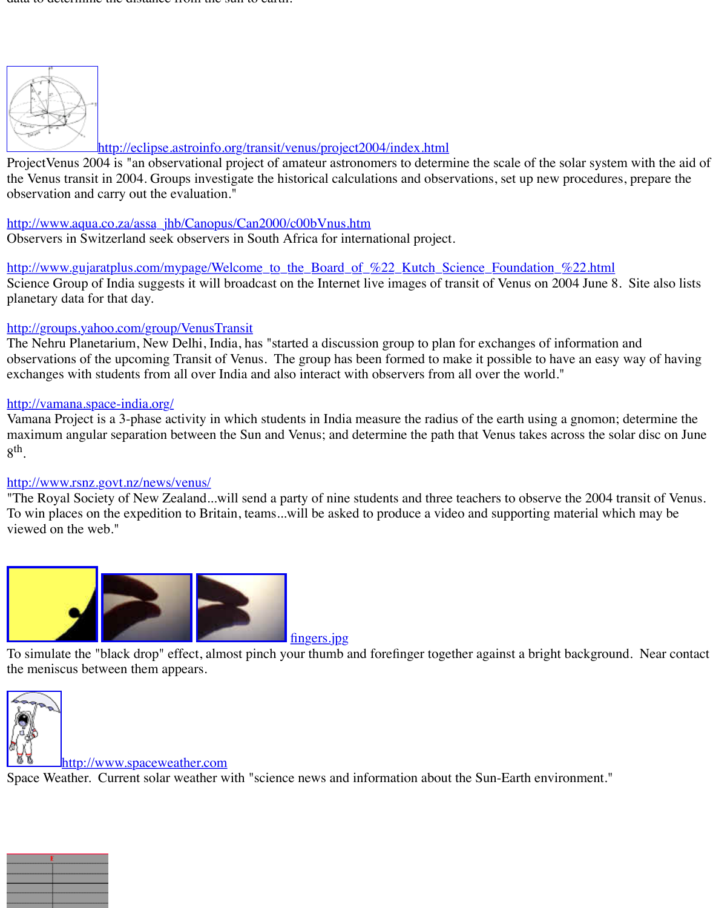data to determine the distance from the sun to earth.

http://eclipse.astroinfo.org/transit/venus/project2004/index.html

ProjectVenus 2004 is "an observational project of amateur astronomers to determine the scale of the solar system with the aid of the Venus transit in 2004. Groups investigate the historical calculations and observations, set up new procedures, prepare the observation and carry out the evaluation."

http://www.aqua.co.za/assa_jhb/Canopus/Can2000/c00bVnus.htm

Observers in Switzerland seek observers in South Africa for international project.

http://www.gujaratplus.com/mypage/Welcome_to_the_Board_of_%22_Kutch_Science_Foundation_%22.html

Science Group of India suggests it will broadcast on the Internet live images of transit of Venus on 2004 June 8. Site also lists planetary data for that day.

http://groups.yahoo.com/group/VenusTransit

The Nehru Planetarium, New Delhi, India, has "started a discussion group to plan for exchanges of information and observations of the upcoming Transit of Venus. The group has been formed to make it possible to have an easy way of having exchanges with students from all over India and also interact with observers from all over the world."

http://vamana.space-india.org/

Vamana Project is a 3-phase activity in which students in India measure the radius of the earth using a gnomon; determine the maximum angular separation between the Sun and Venus; and determine the path that Venus takes across the solar disc on June 8th.

http://www.rsnz.govt.nz/news/venus/

"The Royal Society of New Zealand...will send a party of nine students and three teachers to observe the 2004 transit of Venus. To win places on the expedition to Britain, teams...will be asked to produce a video and supporting material which may be viewed on the web."

fingers.jpg

To simulate the "black drop" effect, almost pinch your thumb and forefinger together against a bright background. Near contact the meniscus between them appears.

http://www.spaceweather.com

Space Weather. Current solar weather with "science news and information about the Sun-Earth environment."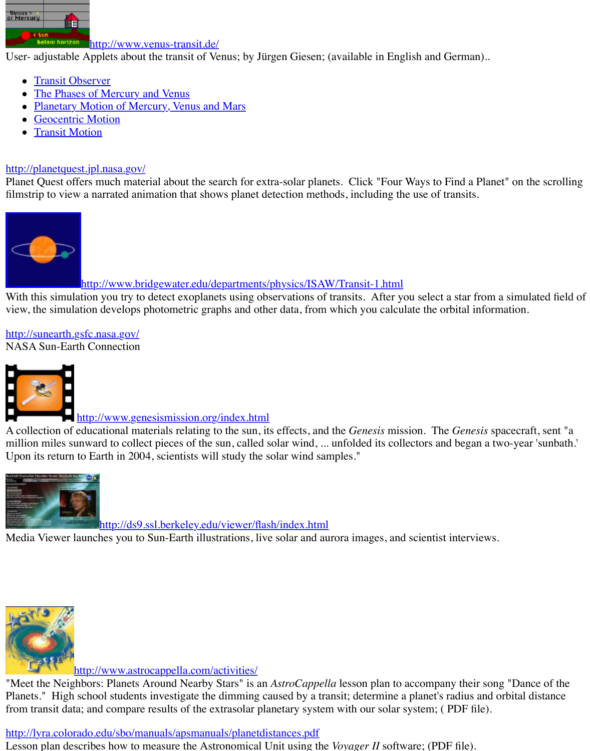http://www.venus-transit.de/
User- adjustable Applets about the transit of Venus; by Jürgen Giesen; (available in English and German)..

- Transit Observer
- The Phases of Mercury and Venus
- Planetary Motion of Mercury, Venus and Mars
- Geocentric Motion
- Transit Motion

http://planetquest.jpl.nasa.gov/
Planet Quest offers much material about the search for extra-solar planets. Click "Four Ways to Find a Planet" on the scrolling filmstrip to view a narrated animation that shows planet detection methods, including the use of transits.

http://www.bridgewater.edu/departments/physics/ISAW/Transit-1.html
With this simulation you try to detect exoplanets using observations of transits. After you select a star from a simulated field of view, the simulation develops photometric graphs and other data, from which you calculate the orbital information.

http://sunearth.gsfc.nasa.gov/
NASA Sun-Earth Connection

http://www.genesismission.org/index.html
A collection of educational materials relating to the sun, its effects, and the *Genesis* mission. The *Genesis* spacecraft, sent "a million miles sunward to collect pieces of the sun, called solar wind, ... unfolded its collectors and began a two-year 'sunbath.' Upon its return to Earth in 2004, scientists will study the solar wind samples."

http://ds9.ssl.berkeley.edu/viewer/flash/index.html
Media Viewer launches you to Sun-Earth illustrations, live solar and aurora images, and scientist interviews.

http://www.astrocappella.com/activities/
"Meet the Neighbors: Planets Around Nearby Stars" is an *AstroCappella* lesson plan to accompany their song "Dance of the Planets." High school students investigate the dimming caused by a transit; determine a planet's radius and orbital distance from transit data; and compare results of the extrasolar planetary system with our solar system; ( PDF file).

http://lyra.colorado.edu/sbo/manuals/apsmanuals/planetdistances.pdf
Lesson plan describes how to measure the Astronomical Unit using the *Voyager II* software; (PDF file).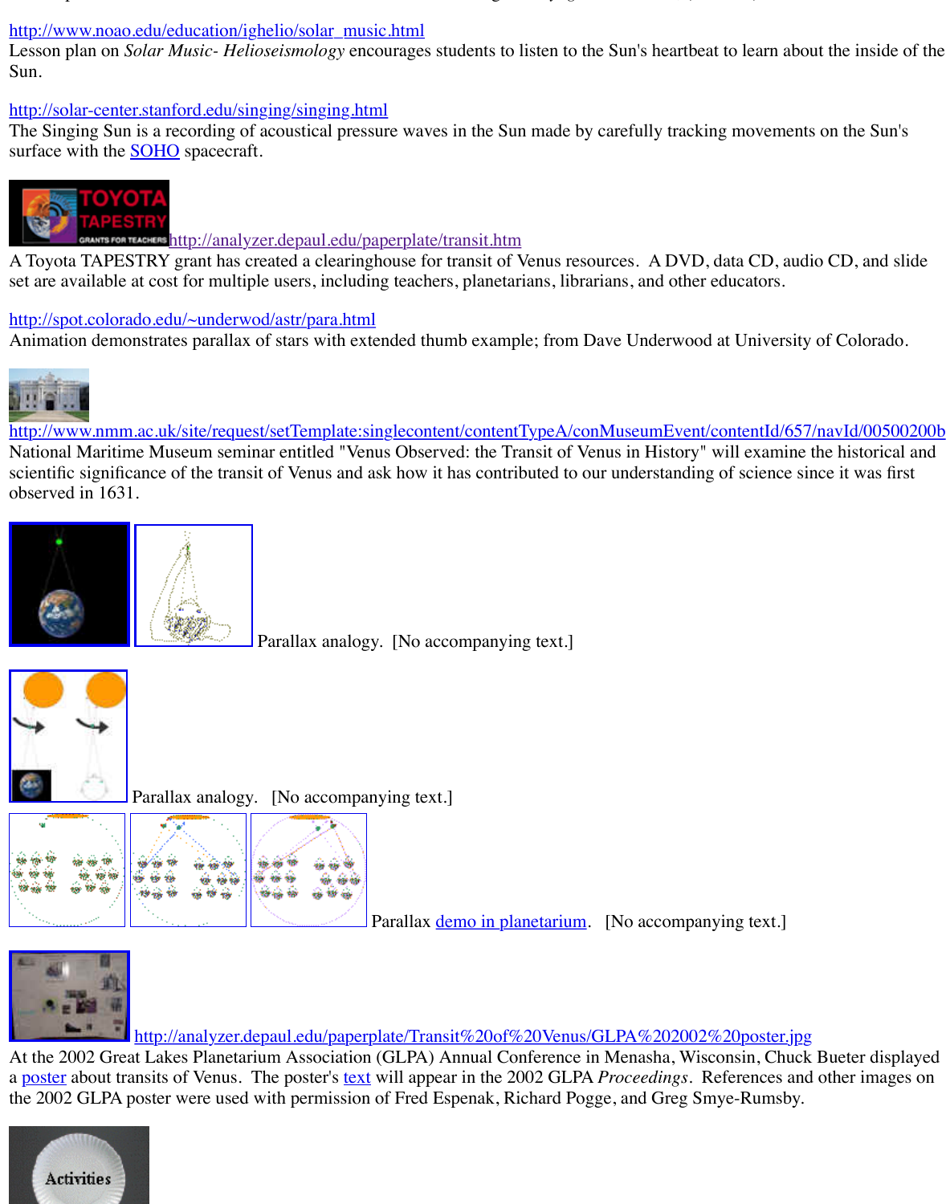http://www.noao.edu/education/ighelio/solar_music.html
Lesson plan on *Solar Music- Helioseismology* encourages students to listen to the Sun's heartbeat to learn about the inside of the Sun.

http://solar-center.stanford.edu/singing/singing.html
The Singing Sun is a recording of acoustical pressure waves in the Sun made by carefully tracking movements on the Sun's surface with the SOHO spacecraft.

http://analyzer.depaul.edu/paperplate/transit.htm
A Toyota TAPESTRY grant has created a clearinghouse for transit of Venus resources. A DVD, data CD, audio CD, and slide set are available at cost for multiple users, including teachers, planetarians, librarians, and other educators.

http://spot.colorado.edu/~underwod/astr/para.html
Animation demonstrates parallax of stars with extended thumb example; from Dave Underwood at University of Colorado.

http://www.nmm.ac.uk/site/request/setTemplate:singlecontent/contentTypeA/conMuseumEvent/contentId/657/navId/00500200b
National Maritime Museum seminar entitled "Venus Observed: the Transit of Venus in History" will examine the historical and scientific significance of the transit of Venus and ask how it has contributed to our understanding of science since it was first observed in 1631.

Parallax analogy. [No accompanying text.]

Parallax analogy. [No accompanying text.]

Parallax demo in planetarium. [No accompanying text.]

http://analyzer.depaul.edu/paperplate/Transit%20of%20Venus/GLPA%202002%20poster.jpg
At the 2002 Great Lakes Planetarium Association (GLPA) Annual Conference in Menasha, Wisconsin, Chuck Bueter displayed a poster about transits of Venus. The poster's text will appear in the 2002 GLPA *Proceedings*. References and other images on the 2002 GLPA poster were used with permission of Fred Espenak, Richard Pogge, and Greg Smye-Rumsby.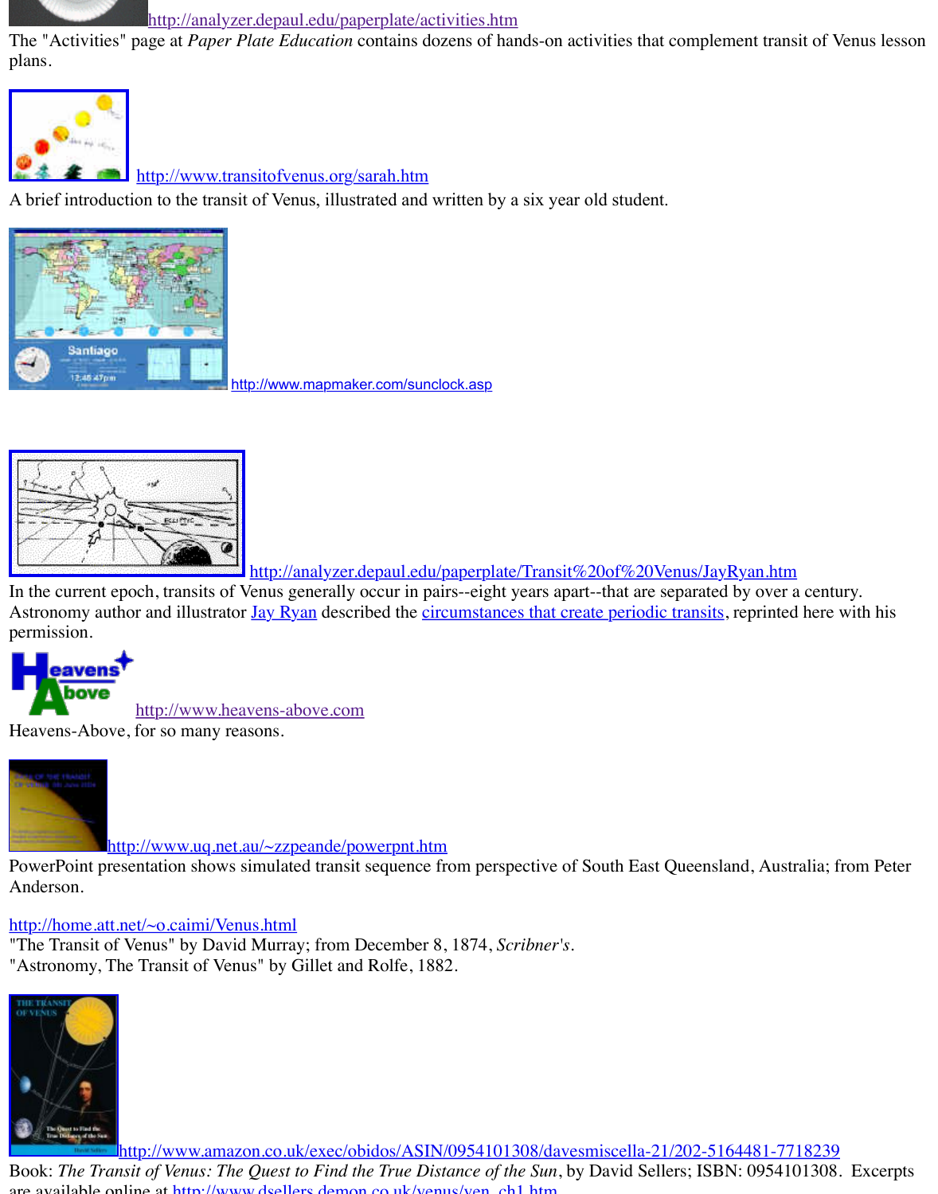http://analyzer.depaul.edu/paperplate/activities.htm
The "Activities" page at *Paper Plate Education* contains dozens of hands-on activities that complement transit of Venus lesson plans.

http://www.transitofvenus.org/sarah.htm
A brief introduction to the transit of Venus, illustrated and written by a six year old student.

http://www.mapmaker.com/sunclock.asp

http://analyzer.depaul.edu/paperplate/Transit%20of%20Venus/JayRyan.htm
In the current epoch, transits of Venus generally occur in pairs--eight years apart--that are separated by over a century. Astronomy author and illustrator Jay Ryan described the circumstances that create periodic transits, reprinted here with his permission.

http://www.heavens-above.com
Heavens-Above, for so many reasons.

http://www.uq.net.au/~zzpeande/powerpnt.htm
PowerPoint presentation shows simulated transit sequence from perspective of South East Queensland, Australia; from Peter Anderson.

http://home.att.net/~o.caimi/Venus.html
"The Transit of Venus" by David Murray; from December 8, 1874, *Scribner's*.
"Astronomy, The Transit of Venus" by Gillet and Rolfe, 1882.

http://www.amazon.co.uk/exec/obidos/ASIN/0954101308/davesmiscella-21/202-5164481-7718239
Book: *The Transit of Venus: The Quest to Find the True Distance of the Sun*, by David Sellers; ISBN: 0954101308. Excerpts are available online at http://www.dsellers.demon.co.uk/venus/ven_ch1.htm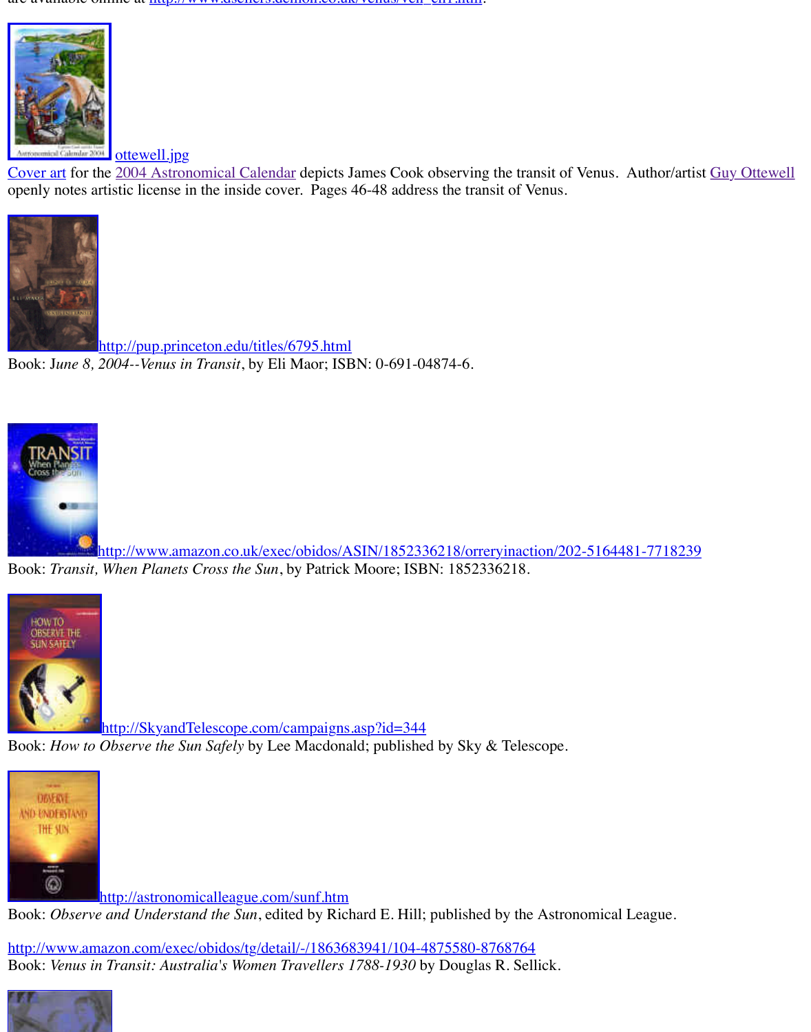ottewell.jpg
Cover art for the 2004 Astronomical Calendar depicts James Cook observing the transit of Venus. Author/artist Guy Ottewell openly notes artistic license in the inside cover. Pages 46-48 address the transit of Venus.

http://pup.princeton.edu/titles/6795.html
Book: *June 8, 2004--Venus in Transit*, by Eli Maor; ISBN: 0-691-04874-6.

http://www.amazon.co.uk/exec/obidos/ASIN/1852336218/orreryinaction/202-5164481-7718239
Book: *Transit, When Planets Cross the Sun*, by Patrick Moore; ISBN: 1852336218.

http://SkyandTelescope.com/campaigns.asp?id=344
Book: *How to Observe the Sun Safely* by Lee Macdonald; published by Sky & Telescope.

http://astronomicalleague.com/sunf.htm
Book: *Observe and Understand the Sun*, edited by Richard E. Hill; published by the Astronomical League.

http://www.amazon.com/exec/obidos/tg/detail/-/1863683941/104-4875580-8768764
Book: *Venus in Transit: Australia's Women Travellers 1788-1930* by Douglas R. Sellick.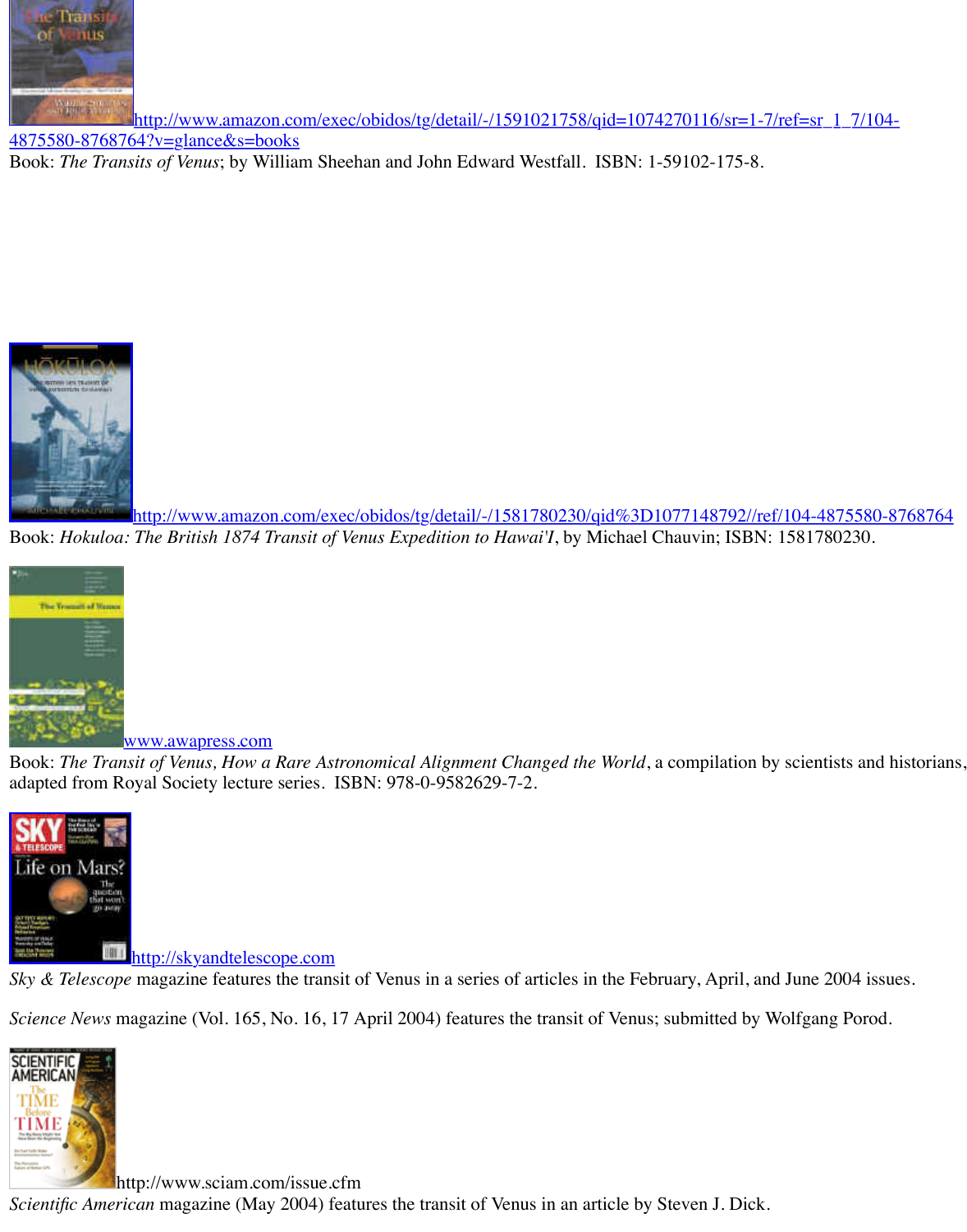http://www.amazon.com/exec/obidos/tg/detail/-/1591021758/qid=1074270116/sr=1-7/ref=sr_1_7/104-4875580-8768764?v=glance&s=books

Book: *The Transits of Venus*; by William Sheehan and John Edward Westfall. ISBN: 1-59102-175-8.

http://www.amazon.com/exec/obidos/tg/detail/-/1581780230/qid%3D1077148792//ref/104-4875580-8768764

Book: *Hokuloa: The British 1874 Transit of Venus Expedition to Hawai'I*, by Michael Chauvin; ISBN: 1581780230.

www.awapress.com

Book: *The Transit of Venus, How a Rare Astronomical Alignment Changed the World*, a compilation by scientists and historians, adapted from Royal Society lecture series. ISBN: 978-0-9582629-7-2.

http://skyandtelescope.com

*Sky & Telescope* magazine features the transit of Venus in a series of articles in the February, April, and June 2004 issues.

*Science News* magazine (Vol. 165, No. 16, 17 April 2004) features the transit of Venus; submitted by Wolfgang Porod.

http://www.sciam.com/issue.cfm

*Scientific American* magazine (May 2004) features the transit of Venus in an article by Steven J. Dick.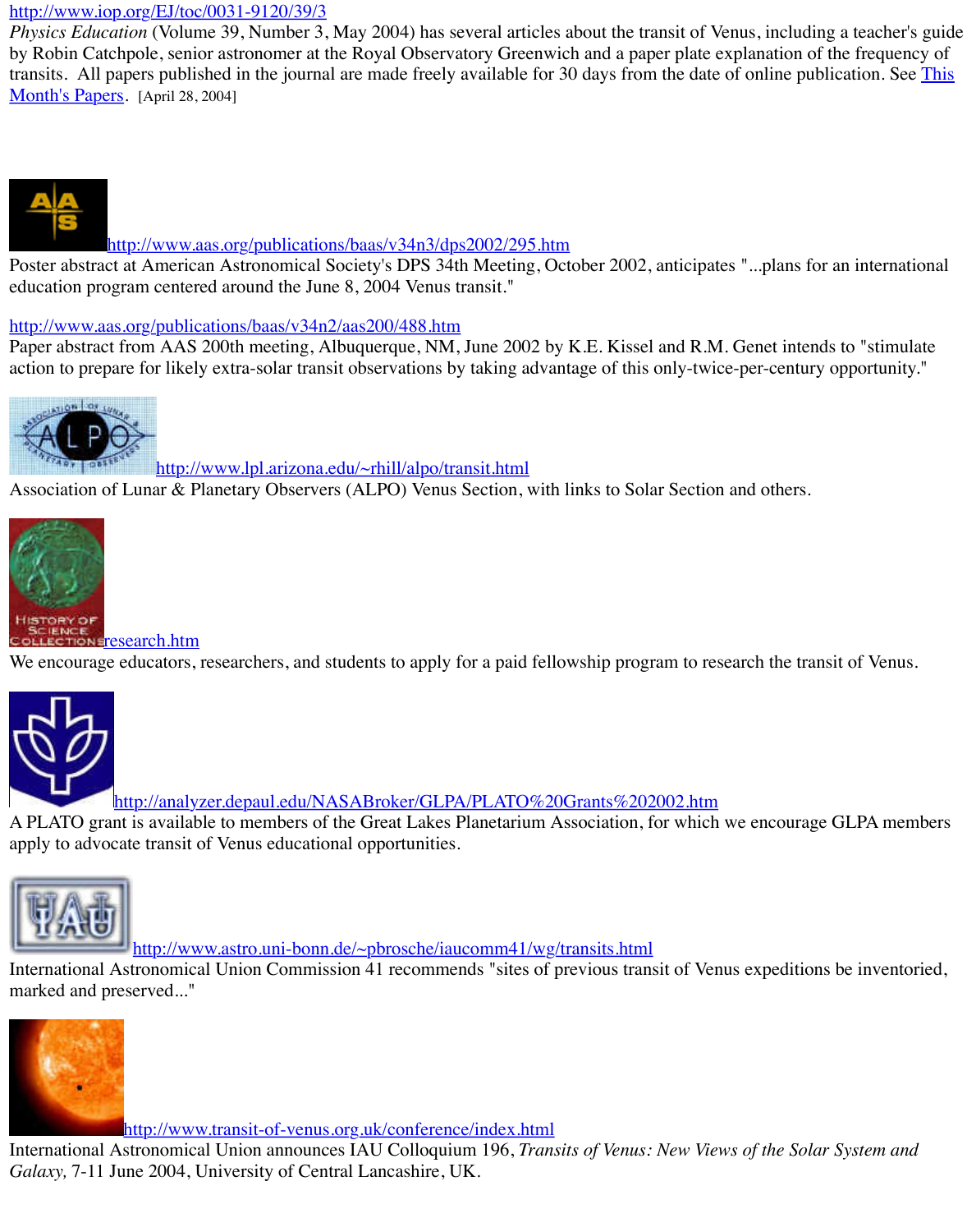http://www.iop.org/EJ/toc/0031-9120/39/3
*Physics Education* (Volume 39, Number 3, May 2004) has several articles about the transit of Venus, including a teacher's guide by Robin Catchpole, senior astronomer at the Royal Observatory Greenwich and a paper plate explanation of the frequency of transits. All papers published in the journal are made freely available for 30 days from the date of online publication. See This Month's Papers. [April 28, 2004]

http://www.aas.org/publications/baas/v34n3/dps2002/295.htm
Poster abstract at American Astronomical Society's DPS 34th Meeting, October 2002, anticipates "...plans for an international education program centered around the June 8, 2004 Venus transit."

http://www.aas.org/publications/baas/v34n2/aas200/488.htm
Paper abstract from AAS 200th meeting, Albuquerque, NM, June 2002 by K.E. Kissel and R.M. Genet intends to "stimulate action to prepare for likely extra-solar transit observations by taking advantage of this only-twice-per-century opportunity."

http://www.lpl.arizona.edu/~rhill/alpo/transit.html
Association of Lunar & Planetary Observers (ALPO) Venus Section, with links to Solar Section and others.

research.htm
We encourage educators, researchers, and students to apply for a paid fellowship program to research the transit of Venus.

http://analyzer.depaul.edu/NASABroker/GLPA/PLATO%20Grants%202002.htm
A PLATO grant is available to members of the Great Lakes Planetarium Association, for which we encourage GLPA members apply to advocate transit of Venus educational opportunities.

http://www.astro.uni-bonn.de/~pbrosche/iaucomm41/wg/transits.html
International Astronomical Union Commission 41 recommends "sites of previous transit of Venus expeditions be inventoried, marked and preserved..."

http://www.transit-of-venus.org.uk/conference/index.html
International Astronomical Union announces IAU Colloquium 196, *Transits of Venus: New Views of the Solar System and Galaxy,* 7-11 June 2004, University of Central Lancashire, UK.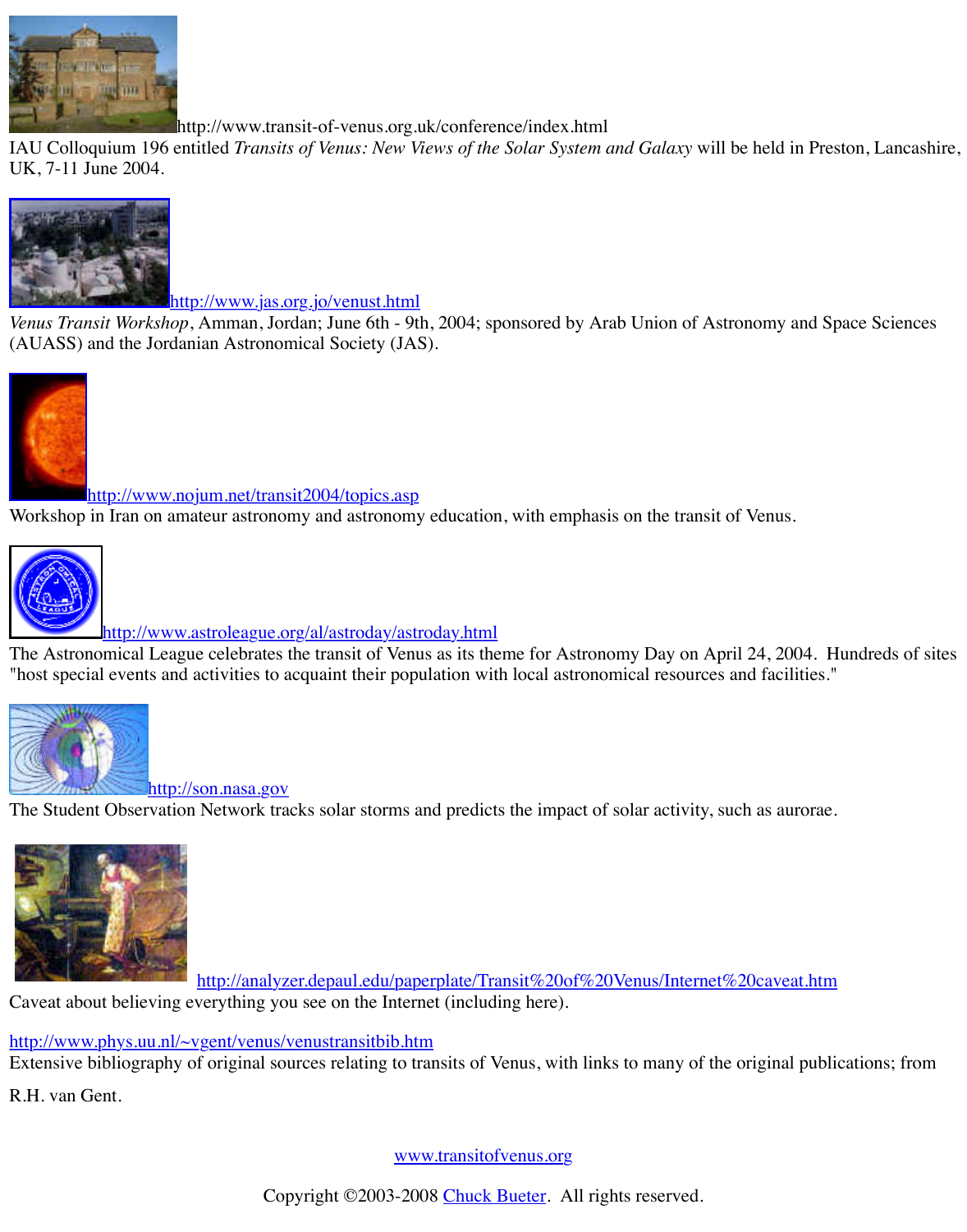http://www.transit-of-venus.org.uk/conference/index.html
IAU Colloquium 196 entitled *Transits of Venus: New Views of the Solar System and Galaxy* will be held in Preston, Lancashire, UK, 7-11 June 2004.

http://www.jas.org.jo/venust.html
*Venus Transit Workshop*, Amman, Jordan; June 6th - 9th, 2004; sponsored by Arab Union of Astronomy and Space Sciences (AUASS) and the Jordanian Astronomical Society (JAS).

http://www.nojum.net/transit2004/topics.asp
Workshop in Iran on amateur astronomy and astronomy education, with emphasis on the transit of Venus.

http://www.astroleague.org/al/astroday/astroday.html
The Astronomical League celebrates the transit of Venus as its theme for Astronomy Day on April 24, 2004. Hundreds of sites "host special events and activities to acquaint their population with local astronomical resources and facilities."

http://son.nasa.gov
The Student Observation Network tracks solar storms and predicts the impact of solar activity, such as aurorae.

http://analyzer.depaul.edu/paperplate/Transit%20of%20Venus/Internet%20caveat.htm
Caveat about believing everything you see on the Internet (including here).

http://www.phys.uu.nl/~vgent/venus/venustransitbib.htm
Extensive bibliography of original sources relating to transits of Venus, with links to many of the original publications; from R.H. van Gent.

www.transitofvenus.org

Copyright ©2003-2008 Chuck Bueter. All rights reserved.